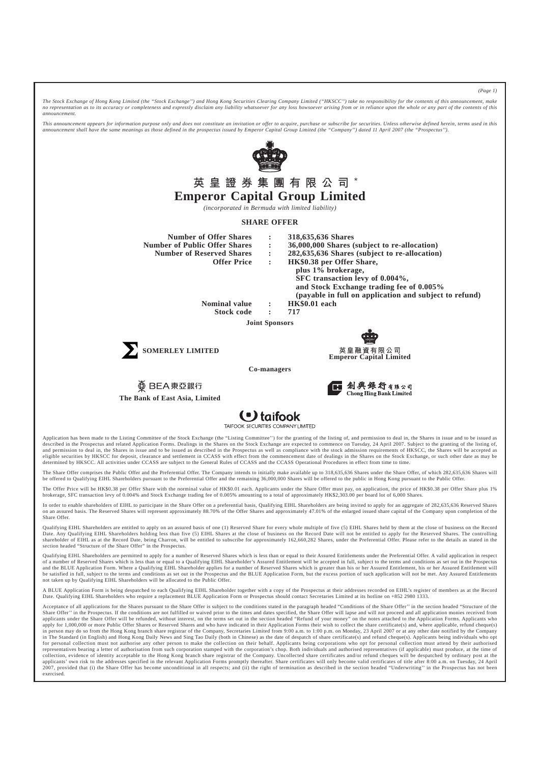*The Stock Exchange of Hong Kong Limited (the "Stock Exchange") and Hong Kong Securities Clearing Company Limited ("HKSCC") take no responsibility for the contents of this announcement, make no representation as to its accuracy or completeness and expressly disclaim any liability whatsoever for any loss howsoever arising from or in reliance upon the whole or any part of the contents of this announcement.*

*This announcement appears for information purpose only and does not constitute an invitation or offer to acquire, purchase or subscribe for securities. Unless otherwise defined herein, terms used in this announcement shall have the same meanings as those defined in the prospectus issued by Emperor Capital Group Limited (the "Company") dated 11 April 2007 (the "Prospectus").*

# 英皇證券集團有限公司 *
# Emperor Capital Group Limited

*(incorporated in Bermuda with limited liability)*

## SHARE OFFER

| | | |
|---|---|---|
| **Number of Offer Shares** | **:** | **318,635,636 Shares** |
| **Number of Public Offer Shares** | **:** | **36,000,000 Shares (subject to re-allocation)** |
| **Number of Reserved Shares** | **:** | **282,635,636 Shares (subject to re-allocation)** |
| **Offer Price** | **:** | **HK$0.38 per Offer Share, plus 1% brokerage, SFC transaction levy of 0.004%, and Stock Exchange trading fee of 0.005% (payable in full on application and subject to refund)** |
| **Nominal value** | **:** | **HK$0.01 each** |
| **Stock code** | **:** | **717** |

**Joint Sponsors**

**SOMERLEY LIMITED**

英皇融資有限公司
**Emperor Capital Limited**

**Co-managers**

BEA東亞銀行
**The Bank of East Asia, Limited**

創興銀行有限公司
**Chong Hing Bank Limited**

taifook
TAIFOOK SECURITIES COMPANY LIMITED

Application has been made to the Listing Committee of the Stock Exchange (the "Listing Committee") for the granting of the listing of, and permission to deal in, the Shares in issue and to be issued as described in the Prospectus and related Application Forms. Dealings in the Shares on the Stock Exchange are expected to commence on Tuesday, 24 April 2007. Subject to the granting of the listing of, and permission to deal in, the Shares in issue and to be issued as described in the Prospectus as well as compliance with the stock admission requirements of HKSCC, the Shares will be accepted as eligible securities by HKSCC for deposit, clearance and settlement in CCASS with effect from the commencement date of dealings in the Shares on the Stock Exchange, or such other date as may be determined by HKSCC. All activities under CCASS are subject to the General Rules of CCASS and the CCASS Operational Procedures in effect from time to time.

The Share Offer comprises the Public Offer and the Preferential Offer. The Company intends to initially make available up to 318,635,636 Shares under the Share Offer, of which 282,635,636 Shares will be offered to Qualifying EIHL Shareholders pursuant to the Preferential Offer and the remaining 36,000,000 Shares will be offered to the public in Hong Kong pursuant to the Public Offer.

The Offer Price will be HK$0.38 per Offer Share with the norminal value of HK$0.01 each. Applicants under the Share Offer must pay, on application, the price of HK$0.38 per Offer Share plus 1% brokerage, SFC transaction levy of 0.004% and Stock Exchange trading fee of 0.005% amounting to a total of approximately HK$2,303.00 per board lot of 6,000 Shares.

In order to enable shareholders of EIHL to participate in the Share Offer on a preferential basis, Qualifying EIHL Shareholders are being invited to apply for an aggregate of 282,635,636 Reserved Shares on an assured basis. The Reserved Shares will represent approximately 88.70% of the Offer Shares and approximately 47.01% of the enlarged issued share capital of the Company upon completion of the Share Offer.

Qualifying EIHL Shareholders are entitled to apply on an assured basis of one (1) Reserved Share for every whole multiple of five (5) EIHL Shares held by them at the close of business on the Record Date. Any Qualifying EIHL Shareholders holding less than five (5) EIHL Shares at the close of business on the Record Date will not be entitled to apply for the Reserved Shares. The controlling shareholder of EIHL as at the Record Date, being Charron, will be entitled to subscribe for approximately 162,660,282 Shares, under the Preferential Offer. Please refer to the details as stated in the section headed "Structure of the Share Offer" in the Prospectus.

Qualifying EIHL Shareholders are permitted to apply for a number of Reserved Shares which is less than or equal to their Assured Entitlements under the Preferential Offer. A valid application in respect of a number of Reserved Shares which is less than or equal to a Qualifying EIHL Shareholder's Assured Entitlement will be accepted in full, subject to the terms and conditions as set out in the Prospectus and the BLUE Application Form. Where a Qualifying EIHL Shareholder applies for a number of Reserved Shares which is greater than his or her Assured Entitlement, his or her Assured Entitlement will be satisfied in full, subject to the terms and conditions as set out in the Prospectus and the BLUE Application Form, but the excess portion of such application will not be met. Any Assured Entitlements not taken up by Qualifying EIHL Shareholders will be allocated to the Public Offer.

A BLUE Application Form is being despatched to each Qualifying EIHL Shareholder together with a copy of the Prospectus at their addresses recorded on EIHL's register of members as at the Record Date. Qualifying EIHL Shareholders who require a replacement BLUE Application Form or Prospectus should contact Secretaries Limited at its hotline on +852 2980 1333.

Acceptance of all applications for the Shares pursuant to the Share Offer is subject to the conditions stated in the paragraph headed "Conditions of the Share Offer" in the section headed "Structure of the Share Offer" in the Prospectus. If the conditions are not fulfilled or waived prior to the times and dates specified, the Share Offer will lapse and will not proceed and all application monies received from applicants under the Share Offer will be refunded, without interest, on the terms set out in the section headed "Refund of your money" on the notes attached to the Application Forms. Applicants who apply for 1,000,000 or more Public Offer Shares or Reserved Shares and who have indicated in their Application Forms their wish to collect the share certificate(s) and, where applicable, refund cheque(s) in person may do so from the Hong Kong branch share registrar of the Company, Secretaries Limited from 9:00 a.m. to 1:00 p.m. on Monday, 23 April 2007 or at any other date notified by the Company in The Standard (in English) and Hong Kong Daily News and Sing Tao Daily (both in Chinese) as the date of despatch of share certificate(s) and refund cheque(s). Applicants being individuals who opt for personal collection must not authorise any other person to make the collection on their behalf. Applicants being corporations who opt for personal collection must attend by their authorised representatives bearing a letter of authorisation from such corporation stamped with the corporation's chop. Both individuals and authorised representatives (if applicable) must produce, at the time of collection, evidence of identity acceptable to the Hong Kong branch share registrar of the Company. Uncollected share certificates and/or refund cheques will be despatched by ordinary post at the applicants' own risk to the addresses specified in the relevant Application Forms promptly thereafter. Share certificates will only become valid certificates of title after 8:00 a.m. on Tuesday, 24 April 2007, provided that (i) the Share Offer has become unconditional in all respects; and (ii) the right of termination as described in the section headed "Underwriting" in the Prospectus has not been exercised.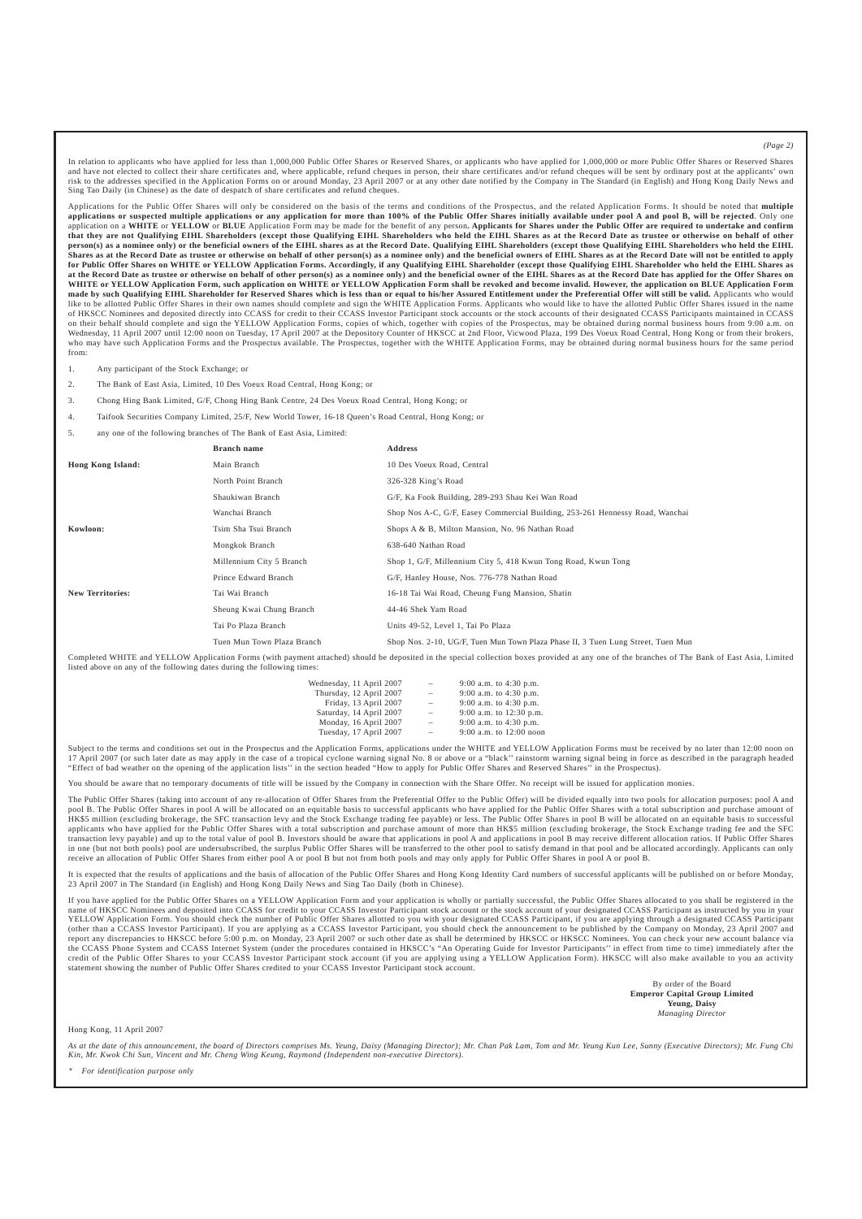In relation to applicants who have applied for less than 1,000,000 Public Offer Shares or Reserved Shares, or applicants who have applied for 1,000,000 or more Public Offer Shares or Reserved Shares and have not elected to collect their share certificates and, where applicable, refund cheques in person, their share certificates and/or refund cheques will be sent by ordinary post at the applicants' own risk to the addresses specified in the Application Forms on or around Monday, 23 April 2007 or at any other date notified by the Company in The Standard (in English) and Hong Kong Daily News and Sing Tao Daily (in Chinese) as the date of despatch of share certificates and refund cheques.

Applications for the Public Offer Shares will only be considered on the basis of the terms and conditions of the Prospectus, and the related Application Forms. It should be noted that **multiple applications or suspected multiple applications or any application for more than 100% of the Public Offer Shares initially available under pool A and pool B, will be rejected**. Only one application on a **WHITE** or **YELLOW** or **BLUE** Application Form may be made for the benefit of any person**. Applicants for Shares under the Public Offer are required to undertake and confirm that they are not Qualifying EIHL Shareholders (except those Qualifying EIHL Shareholders who held the EIHL Shares as at the Record Date as trustee or otherwise on behalf of other person(s) as a nominee only) or the beneficial owners of the EIHL shares as at the Record Date. Qualifying EIHL Shareholders (except those Qualifying EIHL Shareholders who held the EIHL Shares as at the Record Date as trustee or otherwise on behalf of other person(s) as a nominee only) and the beneficial owners of EIHL Shares as at the Record Date will not be entitled to apply for Public Offer Shares on WHITE or YELLOW Application Forms. Accordingly, if any Qualifying EIHL Shareholder (except those Qualifying EIHL Shareholder who held the EIHL Shares as at the Record Date as trustee or otherwise on behalf of other person(s) as a nominee only) and the beneficial owner of the EIHL Shares as at the Record Date has applied for the Offer Shares on WHITE or YELLOW Application Form, such application on WHITE or YELLOW Application Form shall be revoked and become invalid. However, the application on BLUE Application Form made by such Qualifying EIHL Shareholder for Reserved Shares which is less than or equal to his/her Assured Entitlement under the Preferential Offer will still be valid.** Applicants who would like to be allotted Public Offer Shares in their own names should complete and sign the WHITE Application Forms. Applicants who would like to have the allotted Public Offer Shares issued in the name of HKSCC Nominees and deposited directly into CCASS for credit to their CCASS Investor Participant stock accounts or the stock accounts of their designated CCASS Participants maintained in CCASS on their behalf should complete and sign the YELLOW Application Forms, copies of which, together with copies of the Prospectus, may be obtained during normal business hours from 9:00 a.m. on Wednesday, 11 April 2007 until 12:00 noon on Tuesday, 17 April 2007 at the Depository Counter of HKSCC at 2nd Floor, Vicwood Plaza, 199 Des Voeux Road Central, Hong Kong or from their brokers, who may have such Application Forms and the Prospectus available. The Prospectus, together with the WHITE Application Forms, may be obtained during normal business hours for the same period from:

1. Any participant of the Stock Exchange; or
2. The Bank of East Asia, Limited, 10 Des Voeux Road Central, Hong Kong; or
3. Chong Hing Bank Limited, G/F, Chong Hing Bank Centre, 24 Des Voeux Road Central, Hong Kong; or
4. Taifook Securities Company Limited, 25/F, New World Tower, 16-18 Queen's Road Central, Hong Kong; or
5. any one of the following branches of The Bank of East Asia, Limited:

| | Branch name | Address |
|---|---|---|
| **Hong Kong Island:** | Main Branch | 10 Des Voeux Road, Central |
| | North Point Branch | 326-328 King's Road |
| | Shaukiwan Branch | G/F, Ka Fook Building, 289-293 Shau Kei Wan Road |
| | Wanchai Branch | Shop Nos A-C, G/F, Easey Commercial Building, 253-261 Hennessy Road, Wanchai |
| **Kowloon:** | Tsim Sha Tsui Branch | Shops A & B, Milton Mansion, No. 96 Nathan Road |
| | Mongkok Branch | 638-640 Nathan Road |
| | Millennium City 5 Branch | Shop 1, G/F, Millennium City 5, 418 Kwun Tong Road, Kwun Tong |
| | Prince Edward Branch | G/F, Hanley House, Nos. 776-778 Nathan Road |
| **New Territories:** | Tai Wai Branch | 16-18 Tai Wai Road, Cheung Fung Mansion, Shatin |
| | Sheung Kwai Chung Branch | 44-46 Shek Yam Road |
| | Tai Po Plaza Branch | Units 49-52, Level 1, Tai Po Plaza |
| | Tuen Mun Town Plaza Branch | Shop Nos. 2-10, UG/F, Tuen Mun Town Plaza Phase II, 3 Tuen Lung Street, Tuen Mun |

Completed WHITE and YELLOW Application Forms (with payment attached) should be deposited in the special collection boxes provided at any one of the branches of The Bank of East Asia, Limited listed above on any of the following dates during the following times:

| | | |
|---|---|---|
| Wednesday, 11 April 2007 | – | 9:00 a.m. to 4:30 p.m. |
| Thursday, 12 April 2007 | – | 9:00 a.m. to 4:30 p.m. |
| Friday, 13 April 2007 | – | 9:00 a.m. to 4:30 p.m. |
| Saturday, 14 April 2007 | – | 9:00 a.m. to 12:30 p.m. |
| Monday, 16 April 2007 | – | 9:00 a.m. to 4:30 p.m. |
| Tuesday, 17 April 2007 | – | 9:00 a.m. to 12:00 noon |

Subject to the terms and conditions set out in the Prospectus and the Application Forms, applications under the WHITE and YELLOW Application Forms must be received by no later than 12:00 noon on 17 April 2007 (or such later date as may apply in the case of a tropical cyclone warning signal No. 8 or above or a "black'' rainstorm warning signal being in force as described in the paragraph headed "Effect of bad weather on the opening of the application lists'' in the section headed "How to apply for Public Offer Shares and Reserved Shares'' in the Prospectus).

You should be aware that no temporary documents of title will be issued by the Company in connection with the Share Offer. No receipt will be issued for application monies.

The Public Offer Shares (taking into account of any re-allocation of Offer Shares from the Preferential Offer to the Public Offer) will be divided equally into two pools for allocation purposes: pool A and pool B. The Public Offer Shares in pool A will be allocated on an equitable basis to successful applicants who have applied for the Public Offer Shares with a total subscription and purchase amount of HK$5 million (excluding brokerage, the SFC transaction levy and the Stock Exchange trading fee payable) or less. The Public Offer Shares in pool B will be allocated on an equitable basis to successful applicants who have applied for the Public Offer Shares with a total subscription and purchase amount of more than HK$5 million (excluding brokerage, the Stock Exchange trading fee and the SFC transaction levy payable) and up to the total value of pool B. Investors should be aware that applications in pool A and applications in pool B may receive different allocation ratios. If Public Offer Shares in one (but not both pools) pool are undersubscribed, the surplus Public Offer Shares will be transferred to the other pool to satisfy demand in that pool and be allocated accordingly. Applicants can only receive an allocation of Public Offer Shares from either pool A or pool B but not from both pools and may only apply for Public Offer Shares in pool A or pool B.

It is expected that the results of applications and the basis of allocation of the Public Offer Shares and Hong Kong Identity Card numbers of successful applicants will be published on or before Monday, 23 April 2007 in The Standard (in English) and Hong Kong Daily News and Sing Tao Daily (both in Chinese).

If you have applied for the Public Offer Shares on a YELLOW Application Form and your application is wholly or partially successful, the Public Offer Shares allocated to you shall be registered in the name of HKSCC Nominees and deposited into CCASS for credit to your CCASS Investor Participant stock account or the stock account of your designated CCASS Participant as instructed by you in your YELLOW Application Form. You should check the number of Public Offer Shares allotted to you with your designated CCASS Participant, if you are applying through a designated CCASS Participant (other than a CCASS Investor Participant). If you are applying as a CCASS Investor Participant, you should check the announcement to be published by the Company on Monday, 23 April 2007 and report any discrepancies to HKSCC before 5:00 p.m. on Monday, 23 April 2007 or such other date as shall be determined by HKSCC or HKSCC Nominees. You can check your new account balance via the CCASS Phone System and CCASS Internet System (under the procedures contained in HKSCC's "An Operating Guide for Investor Participants'' in effect from time to time) immediately after the credit of the Public Offer Shares to your CCASS Investor Participant stock account (if you are applying using a YELLOW Application Form). HKSCC will also make available to you an activity statement showing the number of Public Offer Shares credited to your CCASS Investor Participant stock account.

By order of the Board
**Emperor Capital Group Limited**
**Yeung, Daisy**
*Managing Director*

Hong Kong, 11 April 2007

*As at the date of this announcement, the board of Directors comprises Ms. Yeung, Daisy (Managing Director); Mr. Chan Pak Lam, Tom and Mr. Yeung Kun Lee, Sunny (Executive Directors); Mr. Fung Chi Kin, Mr. Kwok Chi Sun, Vincent and Mr. Cheng Wing Keung, Raymond (Independent non-executive Directors).*

\* *For identification purpose only*